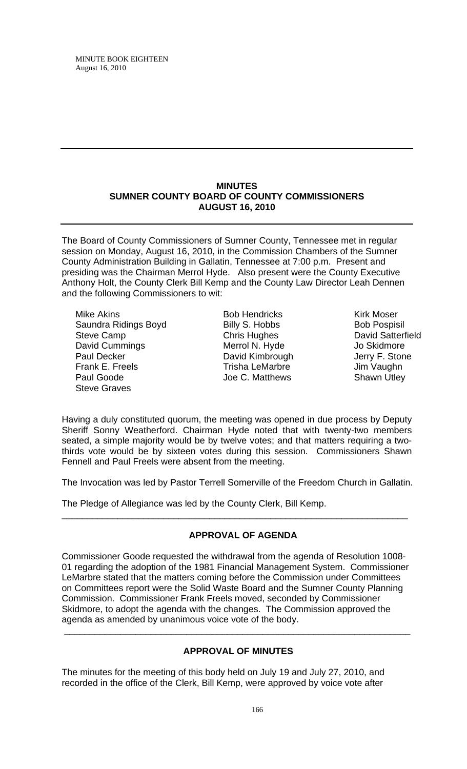MINUTE BOOK EIGHTEEN
August 16, 2010

---

**MINUTES**
**SUMNER COUNTY BOARD OF COUNTY COMMISSIONERS**
**AUGUST 16, 2010**

---

The Board of County Commissioners of Sumner County, Tennessee met in regular session on Monday, August 16, 2010, in the Commission Chambers of the Sumner County Administration Building in Gallatin, Tennessee at 7:00 p.m. Present and presiding was the Chairman Merrol Hyde. Also present were the County Executive Anthony Holt, the County Clerk Bill Kemp and the County Law Director Leah Dennen and the following Commissioners to wit:

| | | |
|---|---|---|
| Mike Akins | Bob Hendricks | Kirk Moser |
| Saundra Ridings Boyd | Billy S. Hobbs | Bob Pospisil |
| Steve Camp | Chris Hughes | David Satterfield |
| David Cummings | Merrol N. Hyde | Jo Skidmore |
| Paul Decker | David Kimbrough | Jerry F. Stone |
| Frank E. Freels | Trisha LeMarbre | Jim Vaughn |
| Paul Goode | Joe C. Matthews | Shawn Utley |
| Steve Graves | | |

Having a duly constituted quorum, the meeting was opened in due process by Deputy Sheriff Sonny Weatherford. Chairman Hyde noted that with twenty-two members seated, a simple majority would be by twelve votes; and that matters requiring a two-thirds vote would be by sixteen votes during this session. Commissioners Shawn Fennell and Paul Freels were absent from the meeting.

The Invocation was led by Pastor Terrell Somerville of the Freedom Church in Gallatin.

The Pledge of Allegiance was led by the County Clerk, Bill Kemp.

---

**APPROVAL OF AGENDA**

Commissioner Goode requested the withdrawal from the agenda of Resolution 1008-01 regarding the adoption of the 1981 Financial Management System. Commissioner LeMarbre stated that the matters coming before the Commission under Committees on Committees report were the Solid Waste Board and the Sumner County Planning Commission. Commissioner Frank Freels moved, seconded by Commissioner Skidmore, to adopt the agenda with the changes. The Commission approved the agenda as amended by unanimous voice vote of the body.

---

**APPROVAL OF MINUTES**

The minutes for the meeting of this body held on July 19 and July 27, 2010, and recorded in the office of the Clerk, Bill Kemp, were approved by voice vote after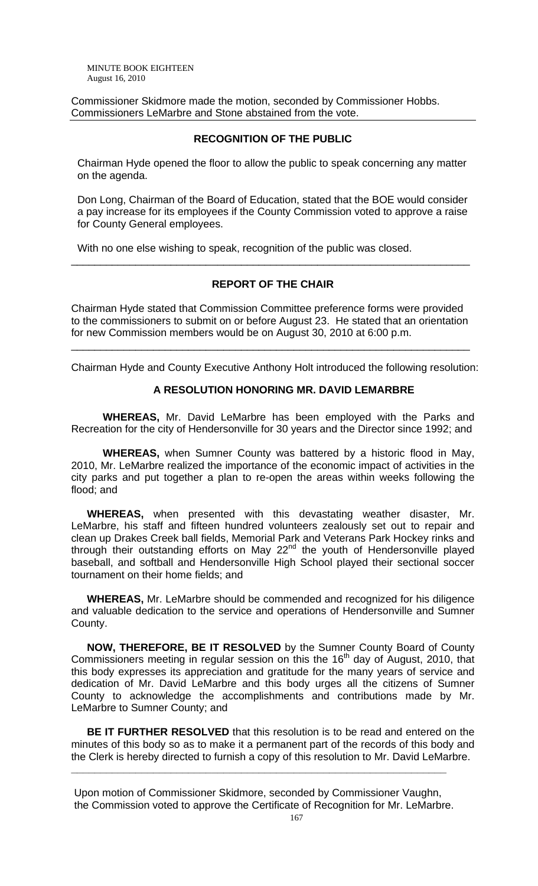Commissioner Skidmore made the motion, seconded by Commissioner Hobbs. Commissioners LeMarbre and Stone abstained from the vote.

---

## RECOGNITION OF THE PUBLIC

Chairman Hyde opened the floor to allow the public to speak concerning any matter on the agenda.

Don Long, Chairman of the Board of Education, stated that the BOE would consider a pay increase for its employees if the County Commission voted to approve a raise for County General employees.

With no one else wishing to speak, recognition of the public was closed.

---

## REPORT OF THE CHAIR

Chairman Hyde stated that Commission Committee preference forms were provided to the commissioners to submit on or before August 23. He stated that an orientation for new Commission members would be on August 30, 2010 at 6:00 p.m.

---

Chairman Hyde and County Executive Anthony Holt introduced the following resolution:

### A RESOLUTION HONORING MR. DAVID LEMARBRE

**WHEREAS,** Mr. David LeMarbre has been employed with the Parks and Recreation for the city of Hendersonville for 30 years and the Director since 1992; and

**WHEREAS,** when Sumner County was battered by a historic flood in May, 2010, Mr. LeMarbre realized the importance of the economic impact of activities in the city parks and put together a plan to re-open the areas within weeks following the flood; and

**WHEREAS,** when presented with this devastating weather disaster, Mr. LeMarbre, his staff and fifteen hundred volunteers zealously set out to repair and clean up Drakes Creek ball fields, Memorial Park and Veterans Park Hockey rinks and through their outstanding efforts on May 22nd the youth of Hendersonville played baseball, and softball and Hendersonville High School played their sectional soccer tournament on their home fields; and

**WHEREAS,** Mr. LeMarbre should be commended and recognized for his diligence and valuable dedication to the service and operations of Hendersonville and Sumner County.

**NOW, THEREFORE, BE IT RESOLVED** by the Sumner County Board of County Commissioners meeting in regular session on this the 16th day of August, 2010, that this body expresses its appreciation and gratitude for the many years of service and dedication of Mr. David LeMarbre and this body urges all the citizens of Sumner County to acknowledge the accomplishments and contributions made by Mr. LeMarbre to Sumner County; and

**BE IT FURTHER RESOLVED** that this resolution is to be read and entered on the minutes of this body so as to make it a permanent part of the records of this body and the Clerk is hereby directed to furnish a copy of this resolution to Mr. David LeMarbre.

---

Upon motion of Commissioner Skidmore, seconded by Commissioner Vaughn, the Commission voted to approve the Certificate of Recognition for Mr. LeMarbre.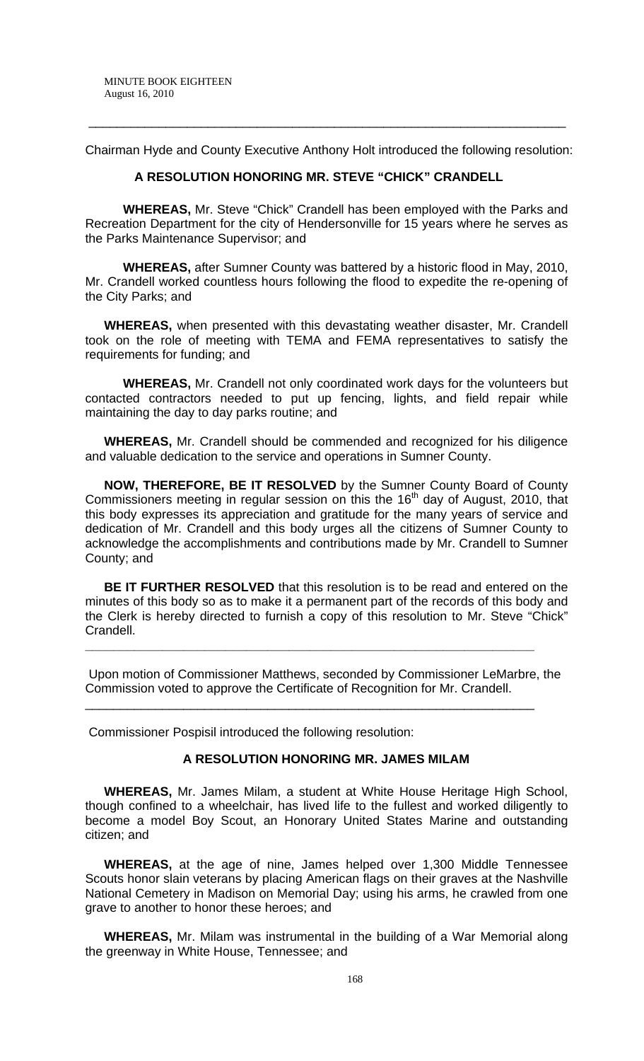Chairman Hyde and County Executive Anthony Holt introduced the following resolution:

**A RESOLUTION HONORING MR. STEVE "CHICK" CRANDELL**

**WHEREAS,** Mr. Steve "Chick" Crandell has been employed with the Parks and Recreation Department for the city of Hendersonville for 15 years where he serves as the Parks Maintenance Supervisor; and

**WHEREAS,** after Sumner County was battered by a historic flood in May, 2010, Mr. Crandell worked countless hours following the flood to expedite the re-opening of the City Parks; and

**WHEREAS,** when presented with this devastating weather disaster, Mr. Crandell took on the role of meeting with TEMA and FEMA representatives to satisfy the requirements for funding; and

**WHEREAS,** Mr. Crandell not only coordinated work days for the volunteers but contacted contractors needed to put up fencing, lights, and field repair while maintaining the day to day parks routine; and

**WHEREAS,** Mr. Crandell should be commended and recognized for his diligence and valuable dedication to the service and operations in Sumner County.

**NOW, THEREFORE, BE IT RESOLVED** by the Sumner County Board of County Commissioners meeting in regular session on this the 16th day of August, 2010, that this body expresses its appreciation and gratitude for the many years of service and dedication of Mr. Crandell and this body urges all the citizens of Sumner County to acknowledge the accomplishments and contributions made by Mr. Crandell to Sumner County; and

**BE IT FURTHER RESOLVED** that this resolution is to be read and entered on the minutes of this body so as to make it a permanent part of the records of this body and the Clerk is hereby directed to furnish a copy of this resolution to Mr. Steve "Chick" Crandell.

---

Upon motion of Commissioner Matthews, seconded by Commissioner LeMarbre, the Commission voted to approve the Certificate of Recognition for Mr. Crandell.

---

Commissioner Pospisil introduced the following resolution:

**A RESOLUTION HONORING MR. JAMES MILAM**

**WHEREAS,** Mr. James Milam, a student at White House Heritage High School, though confined to a wheelchair, has lived life to the fullest and worked diligently to become a model Boy Scout, an Honorary United States Marine and outstanding citizen; and

**WHEREAS,** at the age of nine, James helped over 1,300 Middle Tennessee Scouts honor slain veterans by placing American flags on their graves at the Nashville National Cemetery in Madison on Memorial Day; using his arms, he crawled from one grave to another to honor these heroes; and

**WHEREAS,** Mr. Milam was instrumental in the building of a War Memorial along the greenway in White House, Tennessee; and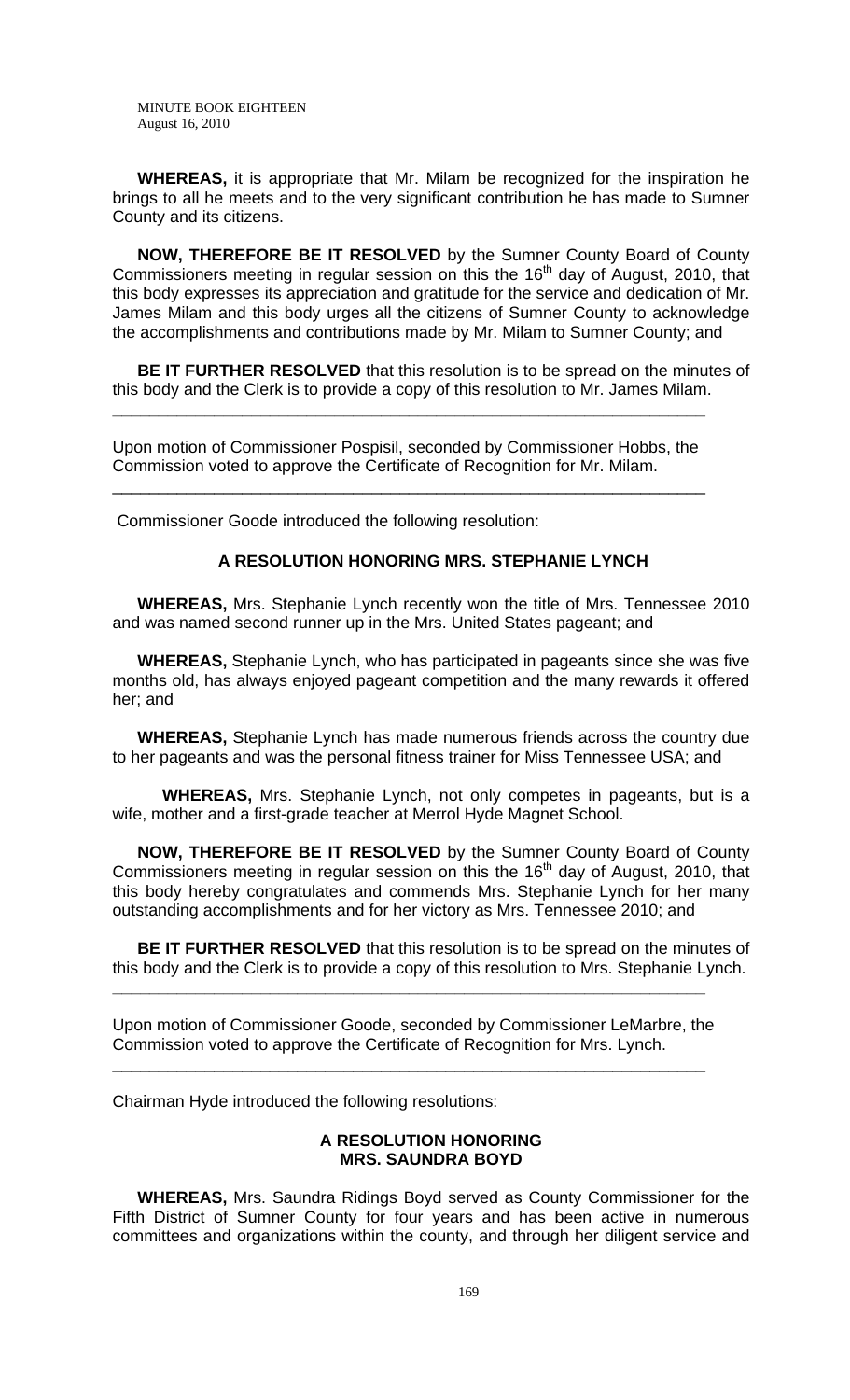**WHEREAS,** it is appropriate that Mr. Milam be recognized for the inspiration he brings to all he meets and to the very significant contribution he has made to Sumner County and its citizens.

**NOW, THEREFORE BE IT RESOLVED** by the Sumner County Board of County Commissioners meeting in regular session on this the 16th day of August, 2010, that this body expresses its appreciation and gratitude for the service and dedication of Mr. James Milam and this body urges all the citizens of Sumner County to acknowledge the accomplishments and contributions made by Mr. Milam to Sumner County; and

**BE IT FURTHER RESOLVED** that this resolution is to be spread on the minutes of this body and the Clerk is to provide a copy of this resolution to Mr. James Milam.

---

Upon motion of Commissioner Pospisil, seconded by Commissioner Hobbs, the Commission voted to approve the Certificate of Recognition for Mr. Milam.

---

Commissioner Goode introduced the following resolution:

### A RESOLUTION HONORING MRS. STEPHANIE LYNCH

**WHEREAS,** Mrs. Stephanie Lynch recently won the title of Mrs. Tennessee 2010 and was named second runner up in the Mrs. United States pageant; and

**WHEREAS,** Stephanie Lynch, who has participated in pageants since she was five months old, has always enjoyed pageant competition and the many rewards it offered her; and

**WHEREAS,** Stephanie Lynch has made numerous friends across the country due to her pageants and was the personal fitness trainer for Miss Tennessee USA; and

**WHEREAS,** Mrs. Stephanie Lynch, not only competes in pageants, but is a wife, mother and a first-grade teacher at Merrol Hyde Magnet School.

**NOW, THEREFORE BE IT RESOLVED** by the Sumner County Board of County Commissioners meeting in regular session on this the 16th day of August, 2010, that this body hereby congratulates and commends Mrs. Stephanie Lynch for her many outstanding accomplishments and for her victory as Mrs. Tennessee 2010; and

**BE IT FURTHER RESOLVED** that this resolution is to be spread on the minutes of this body and the Clerk is to provide a copy of this resolution to Mrs. Stephanie Lynch.

---

Upon motion of Commissioner Goode, seconded by Commissioner LeMarbre, the Commission voted to approve the Certificate of Recognition for Mrs. Lynch.

---

Chairman Hyde introduced the following resolutions:

### A RESOLUTION HONORING MRS. SAUNDRA BOYD

**WHEREAS,** Mrs. Saundra Ridings Boyd served as County Commissioner for the Fifth District of Sumner County for four years and has been active in numerous committees and organizations within the county, and through her diligent service and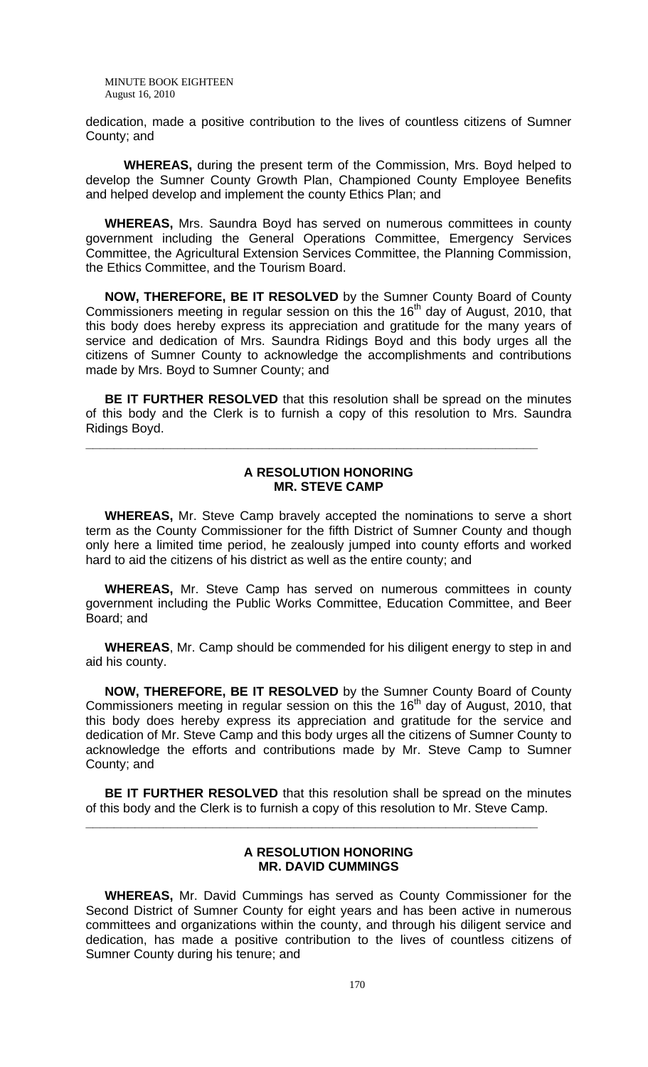dedication, made a positive contribution to the lives of countless citizens of Sumner County; and

**WHEREAS,** during the present term of the Commission, Mrs. Boyd helped to develop the Sumner County Growth Plan, Championed County Employee Benefits and helped develop and implement the county Ethics Plan; and

**WHEREAS,** Mrs. Saundra Boyd has served on numerous committees in county government including the General Operations Committee, Emergency Services Committee, the Agricultural Extension Services Committee, the Planning Commission, the Ethics Committee, and the Tourism Board.

**NOW, THEREFORE, BE IT RESOLVED** by the Sumner County Board of County Commissioners meeting in regular session on this the 16th day of August, 2010, that this body does hereby express its appreciation and gratitude for the many years of service and dedication of Mrs. Saundra Ridings Boyd and this body urges all the citizens of Sumner County to acknowledge the accomplishments and contributions made by Mrs. Boyd to Sumner County; and

**BE IT FURTHER RESOLVED** that this resolution shall be spread on the minutes of this body and the Clerk is to furnish a copy of this resolution to Mrs. Saundra Ridings Boyd.

---

**A RESOLUTION HONORING**
**MR. STEVE CAMP**

**WHEREAS,** Mr. Steve Camp bravely accepted the nominations to serve a short term as the County Commissioner for the fifth District of Sumner County and though only here a limited time period, he zealously jumped into county efforts and worked hard to aid the citizens of his district as well as the entire county; and

**WHEREAS,** Mr. Steve Camp has served on numerous committees in county government including the Public Works Committee, Education Committee, and Beer Board; and

**WHEREAS**, Mr. Camp should be commended for his diligent energy to step in and aid his county.

**NOW, THEREFORE, BE IT RESOLVED** by the Sumner County Board of County Commissioners meeting in regular session on this the 16th day of August, 2010, that this body does hereby express its appreciation and gratitude for the service and dedication of Mr. Steve Camp and this body urges all the citizens of Sumner County to acknowledge the efforts and contributions made by Mr. Steve Camp to Sumner County; and

**BE IT FURTHER RESOLVED** that this resolution shall be spread on the minutes of this body and the Clerk is to furnish a copy of this resolution to Mr. Steve Camp.

---

**A RESOLUTION HONORING**
**MR. DAVID CUMMINGS**

**WHEREAS,** Mr. David Cummings has served as County Commissioner for the Second District of Sumner County for eight years and has been active in numerous committees and organizations within the county, and through his diligent service and dedication, has made a positive contribution to the lives of countless citizens of Sumner County during his tenure; and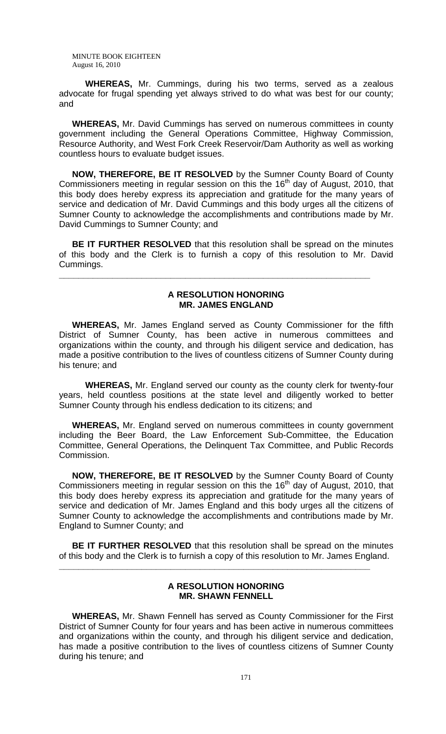**WHEREAS,** Mr. Cummings, during his two terms, served as a zealous advocate for frugal spending yet always strived to do what was best for our county; and

**WHEREAS,** Mr. David Cummings has served on numerous committees in county government including the General Operations Committee, Highway Commission, Resource Authority, and West Fork Creek Reservoir/Dam Authority as well as working countless hours to evaluate budget issues.

**NOW, THEREFORE, BE IT RESOLVED** by the Sumner County Board of County Commissioners meeting in regular session on this the 16th day of August, 2010, that this body does hereby express its appreciation and gratitude for the many years of service and dedication of Mr. David Cummings and this body urges all the citizens of Sumner County to acknowledge the accomplishments and contributions made by Mr. David Cummings to Sumner County; and

**BE IT FURTHER RESOLVED** that this resolution shall be spread on the minutes of this body and the Clerk is to furnish a copy of this resolution to Mr. David Cummings.

---

**A RESOLUTION HONORING**
**MR. JAMES ENGLAND**

**WHEREAS,** Mr. James England served as County Commissioner for the fifth District of Sumner County, has been active in numerous committees and organizations within the county, and through his diligent service and dedication, has made a positive contribution to the lives of countless citizens of Sumner County during his tenure; and

**WHEREAS,** Mr. England served our county as the county clerk for twenty-four years, held countless positions at the state level and diligently worked to better Sumner County through his endless dedication to its citizens; and

**WHEREAS,** Mr. England served on numerous committees in county government including the Beer Board, the Law Enforcement Sub-Committee, the Education Committee, General Operations, the Delinquent Tax Committee, and Public Records Commission.

**NOW, THEREFORE, BE IT RESOLVED** by the Sumner County Board of County Commissioners meeting in regular session on this the 16th day of August, 2010, that this body does hereby express its appreciation and gratitude for the many years of service and dedication of Mr. James England and this body urges all the citizens of Sumner County to acknowledge the accomplishments and contributions made by Mr. England to Sumner County; and

**BE IT FURTHER RESOLVED** that this resolution shall be spread on the minutes of this body and the Clerk is to furnish a copy of this resolution to Mr. James England.

---

**A RESOLUTION HONORING**
**MR. SHAWN FENNELL**

**WHEREAS,** Mr. Shawn Fennell has served as County Commissioner for the First District of Sumner County for four years and has been active in numerous committees and organizations within the county, and through his diligent service and dedication, has made a positive contribution to the lives of countless citizens of Sumner County during his tenure; and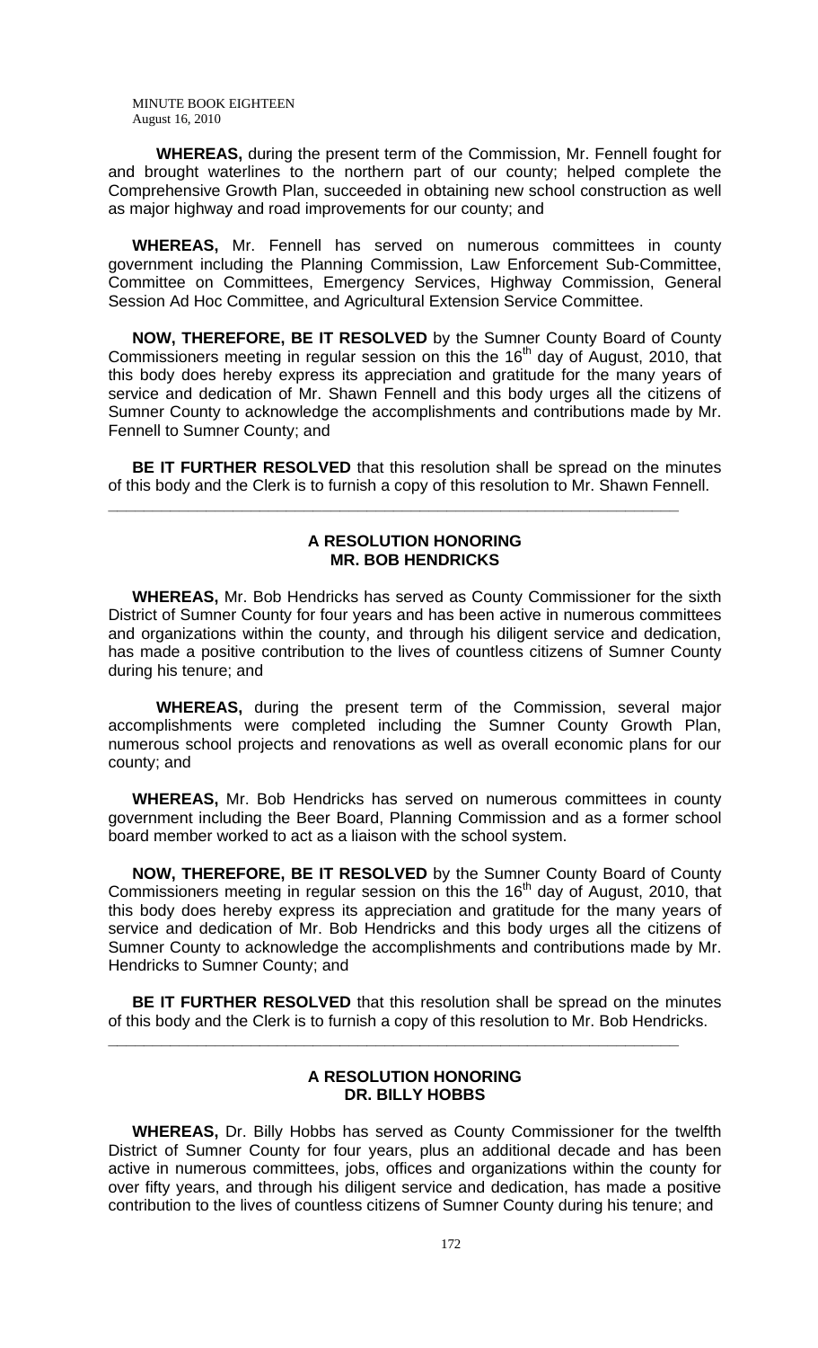**WHEREAS,** during the present term of the Commission, Mr. Fennell fought for and brought waterlines to the northern part of our county; helped complete the Comprehensive Growth Plan, succeeded in obtaining new school construction as well as major highway and road improvements for our county; and

**WHEREAS,** Mr. Fennell has served on numerous committees in county government including the Planning Commission, Law Enforcement Sub-Committee, Committee on Committees, Emergency Services, Highway Commission, General Session Ad Hoc Committee, and Agricultural Extension Service Committee.

**NOW, THEREFORE, BE IT RESOLVED** by the Sumner County Board of County Commissioners meeting in regular session on this the 16th day of August, 2010, that this body does hereby express its appreciation and gratitude for the many years of service and dedication of Mr. Shawn Fennell and this body urges all the citizens of Sumner County to acknowledge the accomplishments and contributions made by Mr. Fennell to Sumner County; and

**BE IT FURTHER RESOLVED** that this resolution shall be spread on the minutes of this body and the Clerk is to furnish a copy of this resolution to Mr. Shawn Fennell.

---

## A RESOLUTION HONORING MR. BOB HENDRICKS

**WHEREAS,** Mr. Bob Hendricks has served as County Commissioner for the sixth District of Sumner County for four years and has been active in numerous committees and organizations within the county, and through his diligent service and dedication, has made a positive contribution to the lives of countless citizens of Sumner County during his tenure; and

**WHEREAS,** during the present term of the Commission, several major accomplishments were completed including the Sumner County Growth Plan, numerous school projects and renovations as well as overall economic plans for our county; and

**WHEREAS,** Mr. Bob Hendricks has served on numerous committees in county government including the Beer Board, Planning Commission and as a former school board member worked to act as a liaison with the school system.

**NOW, THEREFORE, BE IT RESOLVED** by the Sumner County Board of County Commissioners meeting in regular session on this the 16th day of August, 2010, that this body does hereby express its appreciation and gratitude for the many years of service and dedication of Mr. Bob Hendricks and this body urges all the citizens of Sumner County to acknowledge the accomplishments and contributions made by Mr. Hendricks to Sumner County; and

**BE IT FURTHER RESOLVED** that this resolution shall be spread on the minutes of this body and the Clerk is to furnish a copy of this resolution to Mr. Bob Hendricks.

---

## A RESOLUTION HONORING DR. BILLY HOBBS

**WHEREAS,** Dr. Billy Hobbs has served as County Commissioner for the twelfth District of Sumner County for four years, plus an additional decade and has been active in numerous committees, jobs, offices and organizations within the county for over fifty years, and through his diligent service and dedication, has made a positive contribution to the lives of countless citizens of Sumner County during his tenure; and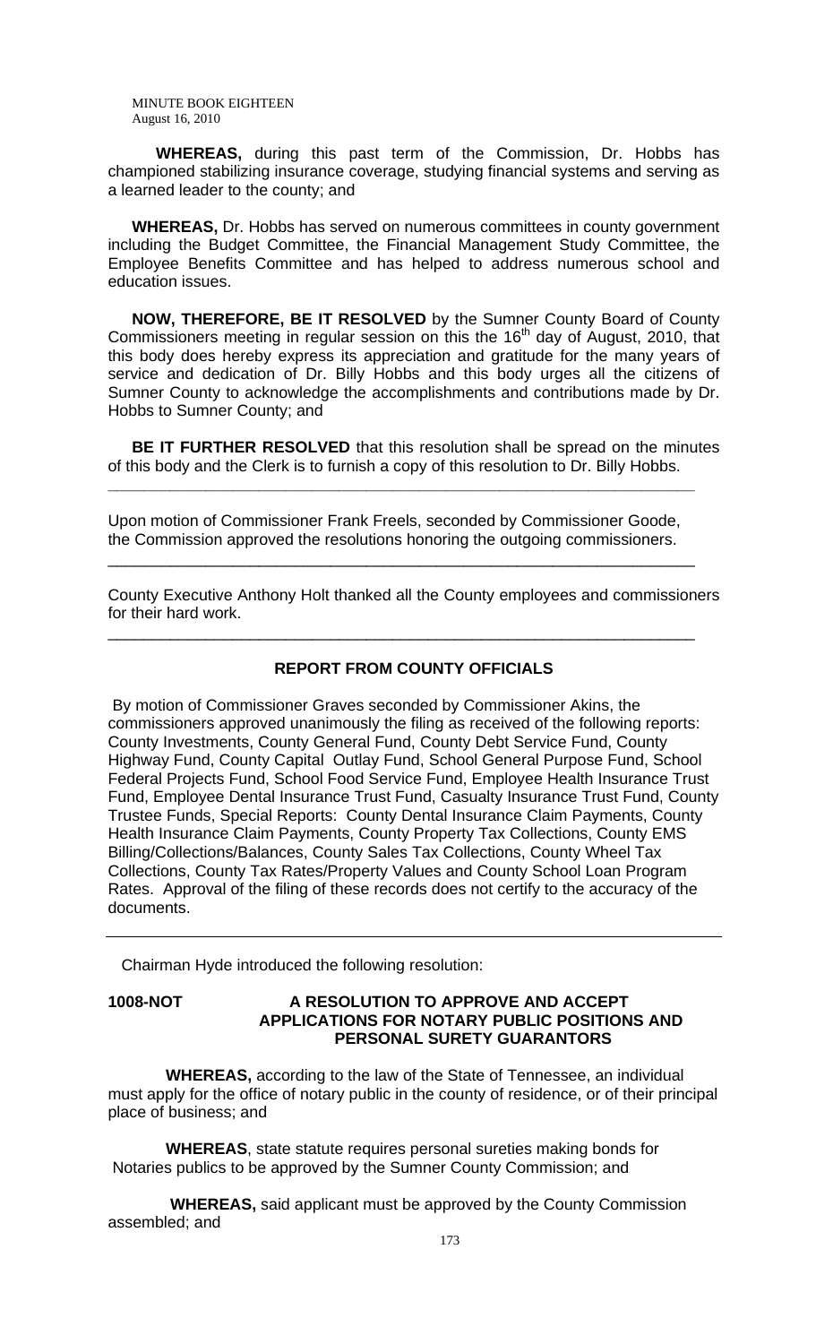**WHEREAS,** during this past term of the Commission, Dr. Hobbs has championed stabilizing insurance coverage, studying financial systems and serving as a learned leader to the county; and

**WHEREAS,** Dr. Hobbs has served on numerous committees in county government including the Budget Committee, the Financial Management Study Committee, the Employee Benefits Committee and has helped to address numerous school and education issues.

**NOW, THEREFORE, BE IT RESOLVED** by the Sumner County Board of County Commissioners meeting in regular session on this the 16th day of August, 2010, that this body does hereby express its appreciation and gratitude for the many years of service and dedication of Dr. Billy Hobbs and this body urges all the citizens of Sumner County to acknowledge the accomplishments and contributions made by Dr. Hobbs to Sumner County; and

**BE IT FURTHER RESOLVED** that this resolution shall be spread on the minutes of this body and the Clerk is to furnish a copy of this resolution to Dr. Billy Hobbs.

---

Upon motion of Commissioner Frank Freels, seconded by Commissioner Goode, the Commission approved the resolutions honoring the outgoing commissioners.

---

County Executive Anthony Holt thanked all the County employees and commissioners for their hard work.

---

## REPORT FROM COUNTY OFFICIALS

By motion of Commissioner Graves seconded by Commissioner Akins, the commissioners approved unanimously the filing as received of the following reports: County Investments, County General Fund, County Debt Service Fund, County Highway Fund, County Capital Outlay Fund, School General Purpose Fund, School Federal Projects Fund, School Food Service Fund, Employee Health Insurance Trust Fund, Employee Dental Insurance Trust Fund, Casualty Insurance Trust Fund, County Trustee Funds, Special Reports: County Dental Insurance Claim Payments, County Health Insurance Claim Payments, County Property Tax Collections, County EMS Billing/Collections/Balances, County Sales Tax Collections, County Wheel Tax Collections, County Tax Rates/Property Values and County School Loan Program Rates. Approval of the filing of these records does not certify to the accuracy of the documents.

---

Chairman Hyde introduced the following resolution:

**1008-NOT** **A RESOLUTION TO APPROVE AND ACCEPT APPLICATIONS FOR NOTARY PUBLIC POSITIONS AND PERSONAL SURETY GUARANTORS**

**WHEREAS,** according to the law of the State of Tennessee, an individual must apply for the office of notary public in the county of residence, or of their principal place of business; and

**WHEREAS**, state statute requires personal sureties making bonds for Notaries publics to be approved by the Sumner County Commission; and

**WHEREAS,** said applicant must be approved by the County Commission assembled; and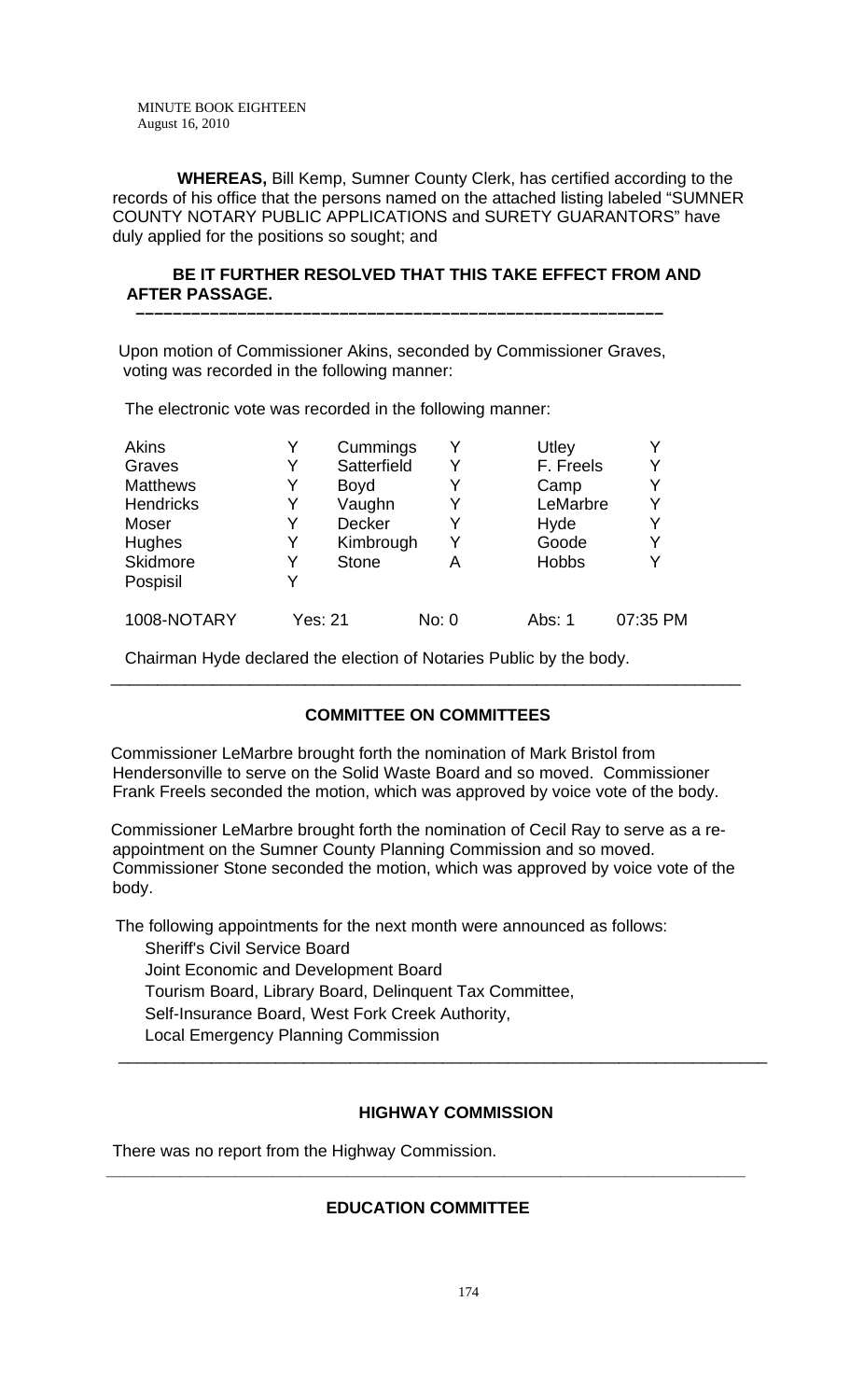**WHEREAS,** Bill Kemp, Sumner County Clerk, has certified according to the records of his office that the persons named on the attached listing labeled "SUMNER COUNTY NOTARY PUBLIC APPLICATIONS and SURETY GUARANTORS" have duly applied for the positions so sought; and

**BE IT FURTHER RESOLVED THAT THIS TAKE EFFECT FROM AND AFTER PASSAGE.**

**––––––––––––––––––––––––––––––––––––––––––––––––––––––**

Upon motion of Commissioner Akins, seconded by Commissioner Graves, voting was recorded in the following manner:

The electronic vote was recorded in the following manner:

| | | | | | |
|---|---|---|---|---|---|
| Akins | Y | Cummings | Y | Utley | Y |
| Graves | Y | Satterfield | Y | F. Freels | Y |
| Matthews | Y | Boyd | Y | Camp | Y |
| Hendricks | Y | Vaughn | Y | LeMarbre | Y |
| Moser | Y | Decker | Y | Hyde | Y |
| Hughes | Y | Kimbrough | Y | Goode | Y |
| Skidmore | Y | Stone | A | Hobbs | Y |
| Pospisil | Y | | | | |
| 1008-NOTARY | Yes: 21 | | No: 0 | Abs: 1 | 07:35 PM |

Chairman Hyde declared the election of Notaries Public by the body.

---

## COMMITTEE ON COMMITTEES

Commissioner LeMarbre brought forth the nomination of Mark Bristol from Hendersonville to serve on the Solid Waste Board and so moved. Commissioner Frank Freels seconded the motion, which was approved by voice vote of the body.

Commissioner LeMarbre brought forth the nomination of Cecil Ray to serve as a re-appointment on the Sumner County Planning Commission and so moved. Commissioner Stone seconded the motion, which was approved by voice vote of the body.

The following appointments for the next month were announced as follows:

Sheriff's Civil Service Board
Joint Economic and Development Board
Tourism Board, Library Board, Delinquent Tax Committee,
Self-Insurance Board, West Fork Creek Authority,
Local Emergency Planning Commission

---

## HIGHWAY COMMISSION

There was no report from the Highway Commission.

---

## EDUCATION COMMITTEE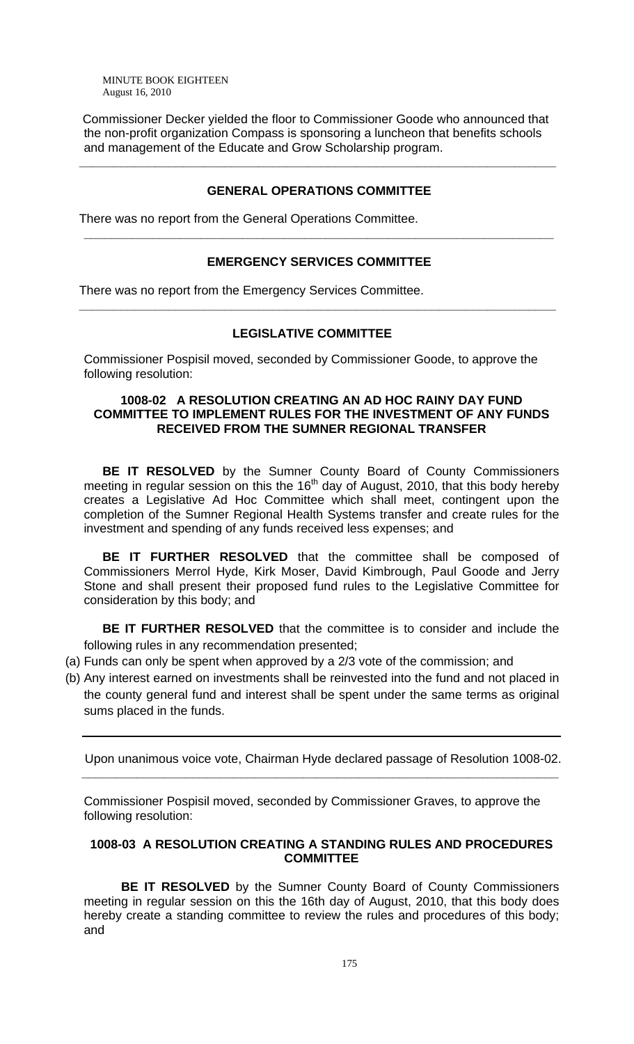Commissioner Decker yielded the floor to Commissioner Goode who announced that the non-profit organization Compass is sponsoring a luncheon that benefits schools and management of the Educate and Grow Scholarship program.

---

## GENERAL OPERATIONS COMMITTEE

There was no report from the General Operations Committee.

---

## EMERGENCY SERVICES COMMITTEE

There was no report from the Emergency Services Committee.

---

## LEGISLATIVE COMMITTEE

Commissioner Pospisil moved, seconded by Commissioner Goode, to approve the following resolution:

### 1008-02 A RESOLUTION CREATING AN AD HOC RAINY DAY FUND COMMITTEE TO IMPLEMENT RULES FOR THE INVESTMENT OF ANY FUNDS RECEIVED FROM THE SUMNER REGIONAL TRANSFER

**BE IT RESOLVED** by the Sumner County Board of County Commissioners meeting in regular session on this the 16th day of August, 2010, that this body hereby creates a Legislative Ad Hoc Committee which shall meet, contingent upon the completion of the Sumner Regional Health Systems transfer and create rules for the investment and spending of any funds received less expenses; and

**BE IT FURTHER RESOLVED** that the committee shall be composed of Commissioners Merrol Hyde, Kirk Moser, David Kimbrough, Paul Goode and Jerry Stone and shall present their proposed fund rules to the Legislative Committee for consideration by this body; and

**BE IT FURTHER RESOLVED** that the committee is to consider and include the following rules in any recommendation presented;

(a) Funds can only be spent when approved by a 2/3 vote of the commission; and

(b) Any interest earned on investments shall be reinvested into the fund and not placed in the county general fund and interest shall be spent under the same terms as original sums placed in the funds.

---

Upon unanimous voice vote, Chairman Hyde declared passage of Resolution 1008-02.

---

Commissioner Pospisil moved, seconded by Commissioner Graves, to approve the following resolution:

### 1008-03 A RESOLUTION CREATING A STANDING RULES AND PROCEDURES COMMITTEE

**BE IT RESOLVED** by the Sumner County Board of County Commissioners meeting in regular session on this the 16th day of August, 2010, that this body does hereby create a standing committee to review the rules and procedures of this body; and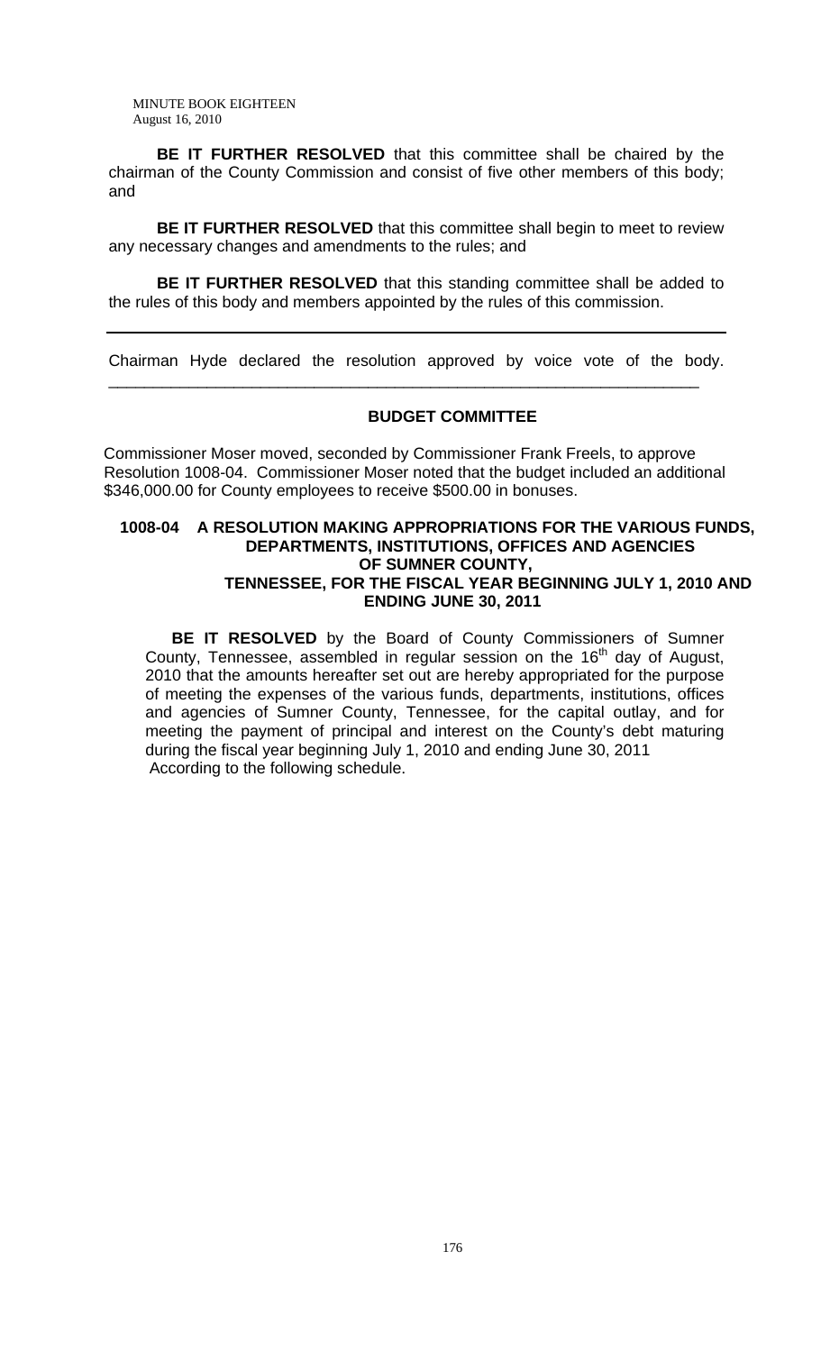**BE IT FURTHER RESOLVED** that this committee shall be chaired by the chairman of the County Commission and consist of five other members of this body; and

**BE IT FURTHER RESOLVED** that this committee shall begin to meet to review any necessary changes and amendments to the rules; and

**BE IT FURTHER RESOLVED** that this standing committee shall be added to the rules of this body and members appointed by the rules of this commission.

---

Chairman Hyde declared the resolution approved by voice vote of the body.

---

## BUDGET COMMITTEE

Commissioner Moser moved, seconded by Commissioner Frank Freels, to approve Resolution 1008-04. Commissioner Moser noted that the budget included an additional $346,000.00 for County employees to receive $500.00 in bonuses.

### 1008-04 A RESOLUTION MAKING APPROPRIATIONS FOR THE VARIOUS FUNDS, DEPARTMENTS, INSTITUTIONS, OFFICES AND AGENCIES OF SUMNER COUNTY, TENNESSEE, FOR THE FISCAL YEAR BEGINNING JULY 1, 2010 AND ENDING JUNE 30, 2011

**BE IT RESOLVED** by the Board of County Commissioners of Sumner County, Tennessee, assembled in regular session on the 16th day of August, 2010 that the amounts hereafter set out are hereby appropriated for the purpose of meeting the expenses of the various funds, departments, institutions, offices and agencies of Sumner County, Tennessee, for the capital outlay, and for meeting the payment of principal and interest on the County's debt maturing during the fiscal year beginning July 1, 2010 and ending June 30, 2011 According to the following schedule.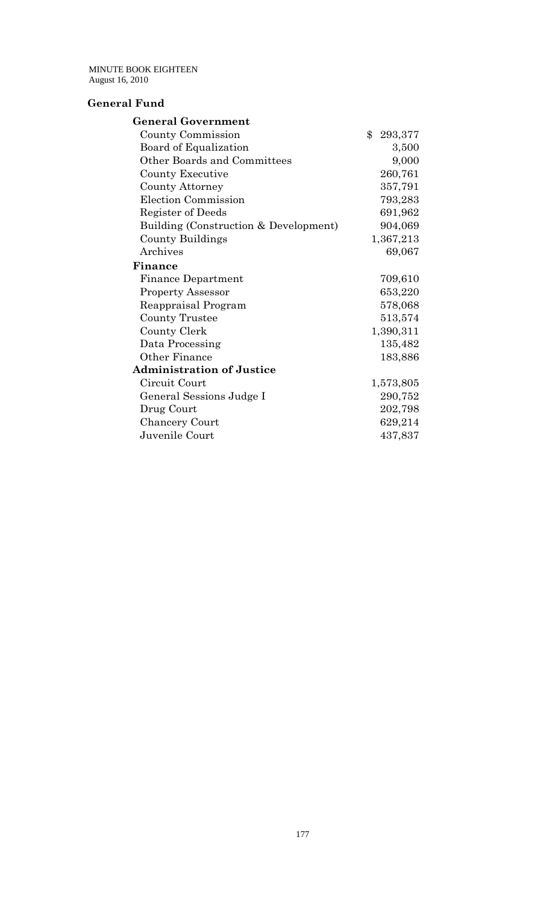## General Fund

| | |
|---|---|
| **General Government** | |
| County Commission | $ 293,377 |
| Board of Equalization | 3,500 |
| Other Boards and Committees | 9,000 |
| County Executive | 260,761 |
| County Attorney | 357,791 |
| Election Commission | 793,283 |
| Register of Deeds | 691,962 |
| Building (Construction & Development) | 904,069 |
| County Buildings | 1,367,213 |
| Archives | 69,067 |
| **Finance** | |
| Finance Department | 709,610 |
| Property Assessor | 653,220 |
| Reappraisal Program | 578,068 |
| County Trustee | 513,574 |
| County Clerk | 1,390,311 |
| Data Processing | 135,482 |
| Other Finance | 183,886 |
| **Administration of Justice** | |
| Circuit Court | 1,573,805 |
| General Sessions Judge I | 290,752 |
| Drug Court | 202,798 |
| Chancery Court | 629,214 |
| Juvenile Court | 437,837 |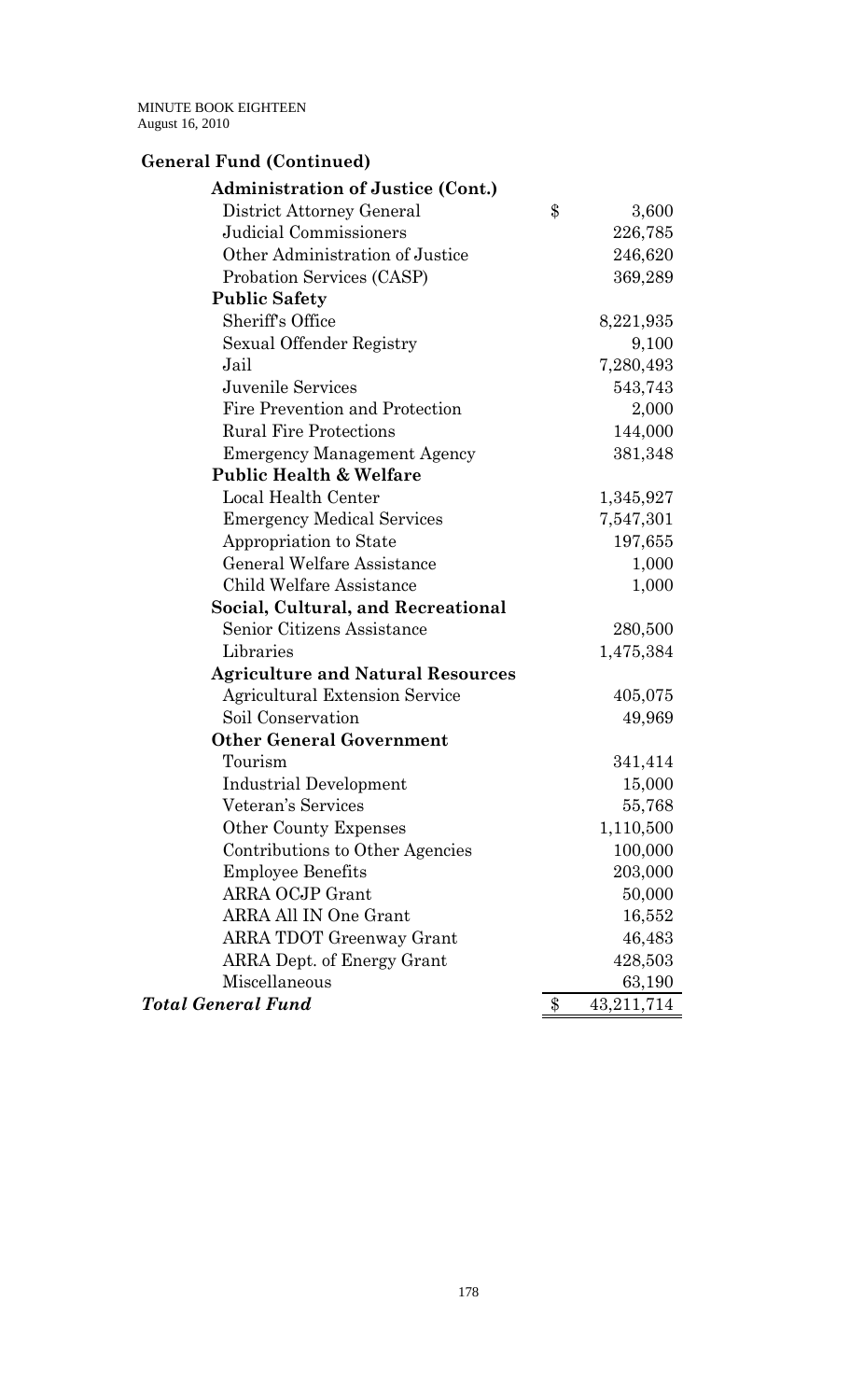**General Fund (Continued)**

| | | |
|---|---|---|
| **Administration of Justice (Cont.)** | | |
| District Attorney General | $ | 3,600 |
| Judicial Commissioners | | 226,785 |
| Other Administration of Justice | | 246,620 |
| Probation Services (CASP) | | 369,289 |
| **Public Safety** | | |
| Sheriff's Office | | 8,221,935 |
| Sexual Offender Registry | | 9,100 |
| Jail | | 7,280,493 |
| Juvenile Services | | 543,743 |
| Fire Prevention and Protection | | 2,000 |
| Rural Fire Protections | | 144,000 |
| Emergency Management Agency | | 381,348 |
| **Public Health & Welfare** | | |
| Local Health Center | | 1,345,927 |
| Emergency Medical Services | | 7,547,301 |
| Appropriation to State | | 197,655 |
| General Welfare Assistance | | 1,000 |
| Child Welfare Assistance | | 1,000 |
| **Social, Cultural, and Recreational** | | |
| Senior Citizens Assistance | | 280,500 |
| Libraries | | 1,475,384 |
| **Agriculture and Natural Resources** | | |
| Agricultural Extension Service | | 405,075 |
| Soil Conservation | | 49,969 |
| **Other General Government** | | |
| Tourism | | 341,414 |
| Industrial Development | | 15,000 |
| Veteran's Services | | 55,768 |
| Other County Expenses | | 1,110,500 |
| Contributions to Other Agencies | | 100,000 |
| Employee Benefits | | 203,000 |
| ARRA OCJP Grant | | 50,000 |
| ARRA All IN One Grant | | 16,552 |
| ARRA TDOT Greenway Grant | | 46,483 |
| ARRA Dept. of Energy Grant | | 428,503 |
| Miscellaneous | | 63,190 |
| ***Total General Fund*** | $ | 43,211,714 |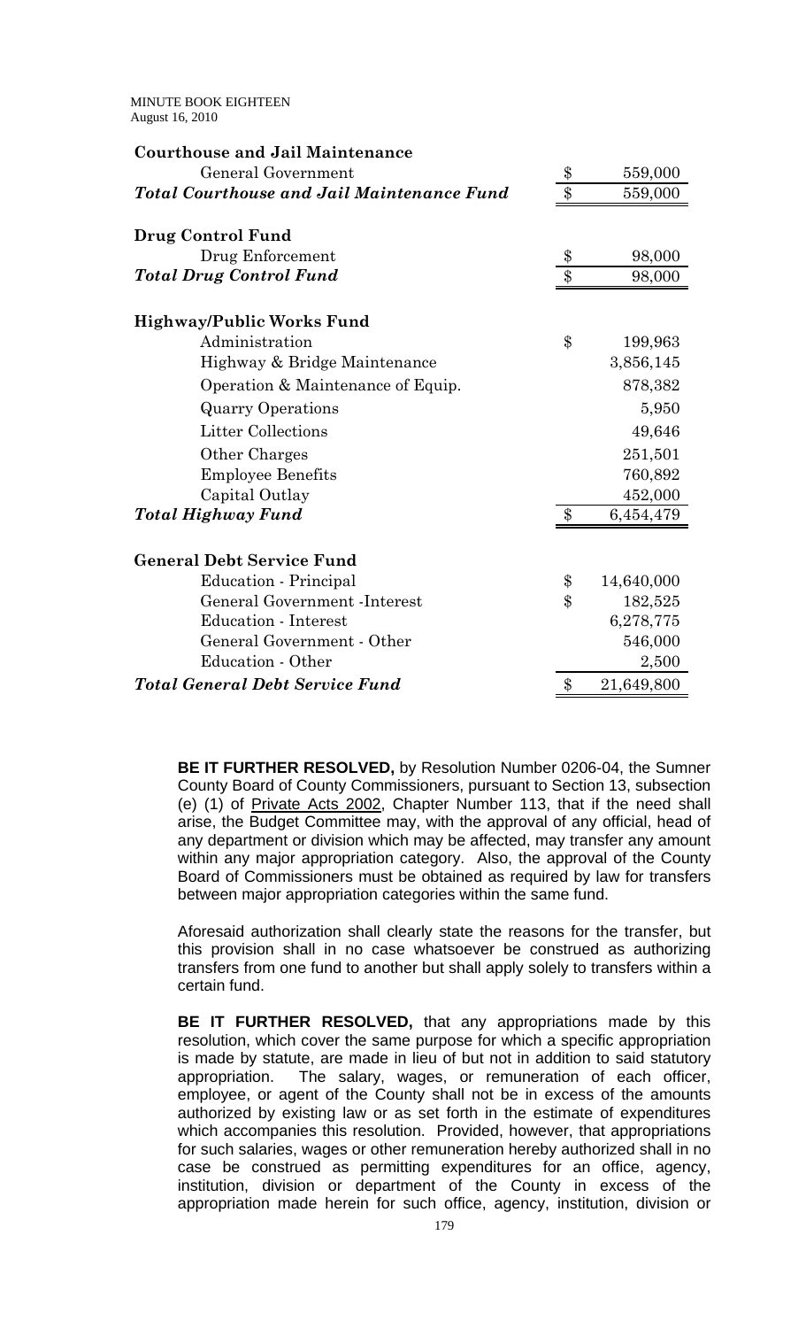**Courthouse and Jail Maintenance**

| | | |
|---|---|---|
| General Government | $ | 559,000 |
| ***Total Courthouse and Jail Maintenance Fund*** | $ | 559,000 |

**Drug Control Fund**

| | | |
|---|---|---|
| Drug Enforcement | $ | 98,000 |
| ***Total Drug Control Fund*** | $ | 98,000 |

**Highway/Public Works Fund**

| | | |
|---|---|---|
| Administration | $ | 199,963 |
| Highway & Bridge Maintenance | | 3,856,145 |
| Operation & Maintenance of Equip. | | 878,382 |
| Quarry Operations | | 5,950 |
| Litter Collections | | 49,646 |
| Other Charges | | 251,501 |
| Employee Benefits | | 760,892 |
| Capital Outlay | | 452,000 |
| ***Total Highway Fund*** | $ | 6,454,479 |

**General Debt Service Fund**

| | | |
|---|---|---|
| Education - Principal | $ | 14,640,000 |
| General Government -Interest | $ | 182,525 |
| Education - Interest | | 6,278,775 |
| General Government - Other | | 546,000 |
| Education - Other | | 2,500 |
| ***Total General Debt Service Fund*** | $ | 21,649,800 |

**BE IT FURTHER RESOLVED,** by Resolution Number 0206-04, the Sumner County Board of County Commissioners, pursuant to Section 13, subsection (e) (1) of Private Acts 2002, Chapter Number 113, that if the need shall arise, the Budget Committee may, with the approval of any official, head of any department or division which may be affected, may transfer any amount within any major appropriation category. Also, the approval of the County Board of Commissioners must be obtained as required by law for transfers between major appropriation categories within the same fund.

Aforesaid authorization shall clearly state the reasons for the transfer, but this provision shall in no case whatsoever be construed as authorizing transfers from one fund to another but shall apply solely to transfers within a certain fund.

**BE IT FURTHER RESOLVED,** that any appropriations made by this resolution, which cover the same purpose for which a specific appropriation is made by statute, are made in lieu of but not in addition to said statutory appropriation. The salary, wages, or remuneration of each officer, employee, or agent of the County shall not be in excess of the amounts authorized by existing law or as set forth in the estimate of expenditures which accompanies this resolution. Provided, however, that appropriations for such salaries, wages or other remuneration hereby authorized shall in no case be construed as permitting expenditures for an office, agency, institution, division or department of the County in excess of the appropriation made herein for such office, agency, institution, division or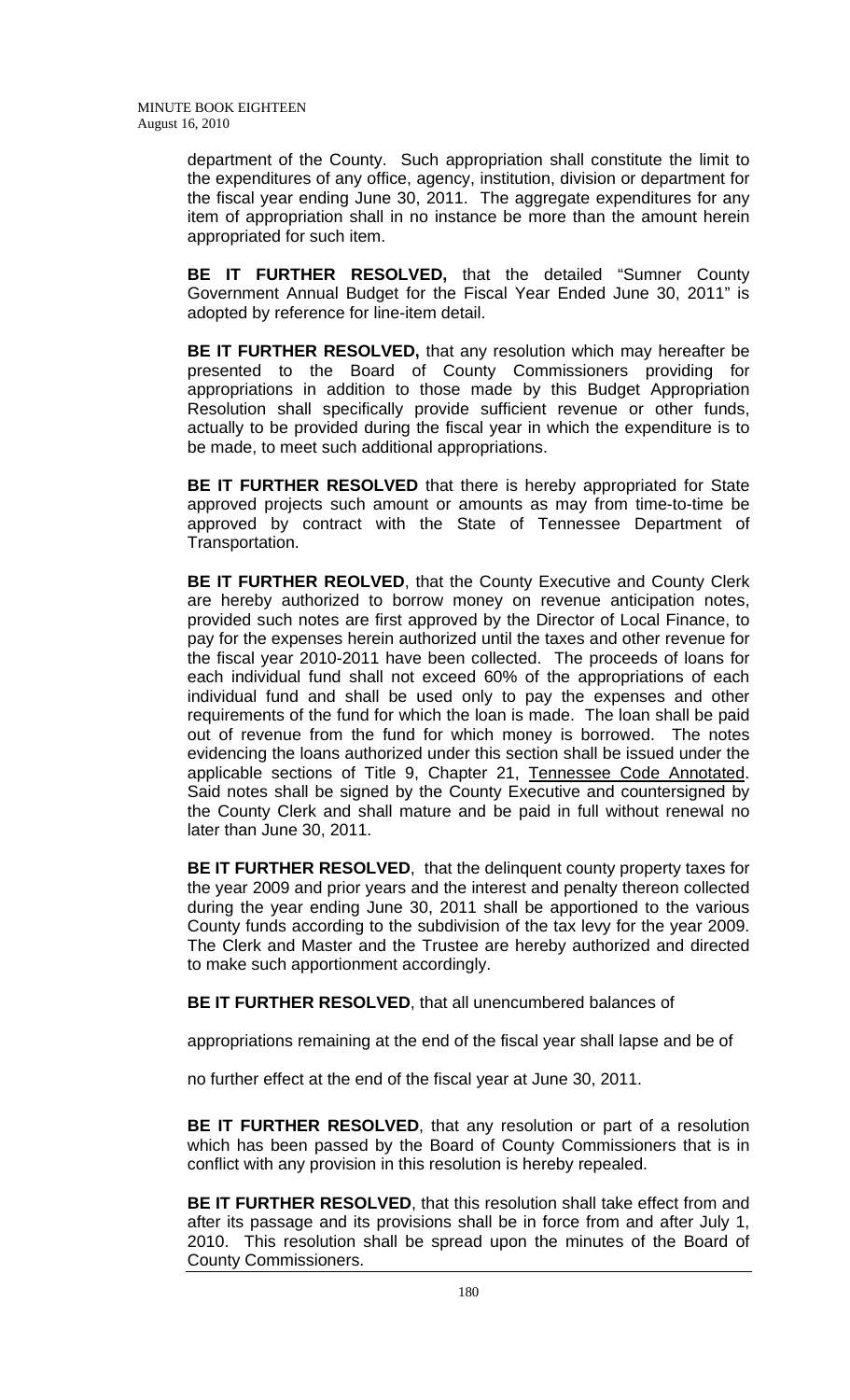department of the County. Such appropriation shall constitute the limit to the expenditures of any office, agency, institution, division or department for the fiscal year ending June 30, 2011. The aggregate expenditures for any item of appropriation shall in no instance be more than the amount herein appropriated for such item.

**BE IT FURTHER RESOLVED,** that the detailed "Sumner County Government Annual Budget for the Fiscal Year Ended June 30, 2011" is adopted by reference for line-item detail.

**BE IT FURTHER RESOLVED,** that any resolution which may hereafter be presented to the Board of County Commissioners providing for appropriations in addition to those made by this Budget Appropriation Resolution shall specifically provide sufficient revenue or other funds, actually to be provided during the fiscal year in which the expenditure is to be made, to meet such additional appropriations.

**BE IT FURTHER RESOLVED** that there is hereby appropriated for State approved projects such amount or amounts as may from time-to-time be approved by contract with the State of Tennessee Department of Transportation.

**BE IT FURTHER REOLVED**, that the County Executive and County Clerk are hereby authorized to borrow money on revenue anticipation notes, provided such notes are first approved by the Director of Local Finance, to pay for the expenses herein authorized until the taxes and other revenue for the fiscal year 2010-2011 have been collected. The proceeds of loans for each individual fund shall not exceed 60% of the appropriations of each individual fund and shall be used only to pay the expenses and other requirements of the fund for which the loan is made. The loan shall be paid out of revenue from the fund for which money is borrowed. The notes evidencing the loans authorized under this section shall be issued under the applicable sections of Title 9, Chapter 21, Tennessee Code Annotated. Said notes shall be signed by the County Executive and countersigned by the County Clerk and shall mature and be paid in full without renewal no later than June 30, 2011.

**BE IT FURTHER RESOLVED**, that the delinquent county property taxes for the year 2009 and prior years and the interest and penalty thereon collected during the year ending June 30, 2011 shall be apportioned to the various County funds according to the subdivision of the tax levy for the year 2009. The Clerk and Master and the Trustee are hereby authorized and directed to make such apportionment accordingly.

**BE IT FURTHER RESOLVED**, that all unencumbered balances of appropriations remaining at the end of the fiscal year shall lapse and be of no further effect at the end of the fiscal year at June 30, 2011.

**BE IT FURTHER RESOLVED**, that any resolution or part of a resolution which has been passed by the Board of County Commissioners that is in conflict with any provision in this resolution is hereby repealed.

**BE IT FURTHER RESOLVED**, that this resolution shall take effect from and after its passage and its provisions shall be in force from and after July 1, 2010. This resolution shall be spread upon the minutes of the Board of County Commissioners.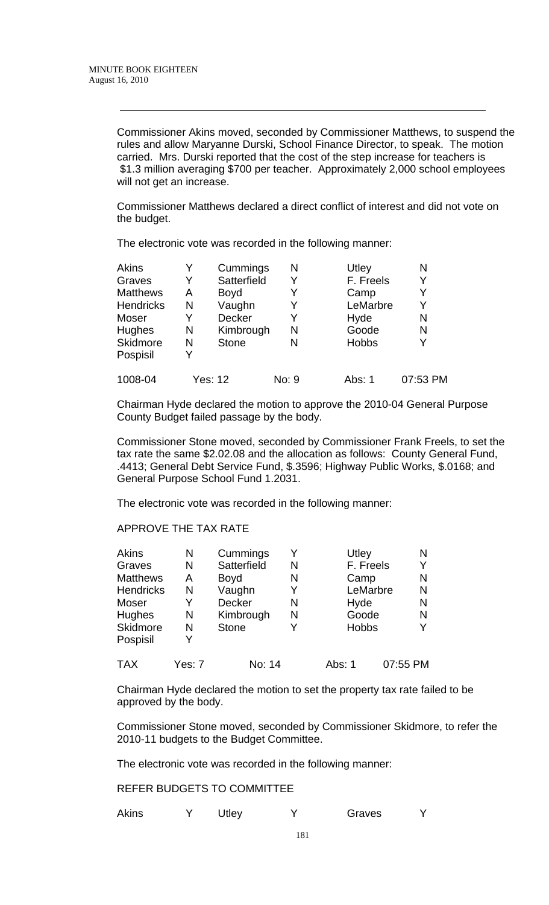Commissioner Akins moved, seconded by Commissioner Matthews, to suspend the rules and allow Maryanne Durski, School Finance Director, to speak. The motion carried. Mrs. Durski reported that the cost of the step increase for teachers is $1.3 million averaging $700 per teacher. Approximately 2,000 school employees will not get an increase.

Commissioner Matthews declared a direct conflict of interest and did not vote on the budget.

The electronic vote was recorded in the following manner:

| | | | | | |
|---|---|---|---|---|---|
| Akins | Y | Cummings | N | Utley | N |
| Graves | Y | Satterfield | Y | F. Freels | Y |
| Matthews | A | Boyd | Y | Camp | Y |
| Hendricks | N | Vaughn | Y | LeMarbre | Y |
| Moser | Y | Decker | Y | Hyde | N |
| Hughes | N | Kimbrough | N | Goode | N |
| Skidmore | N | Stone | N | Hobbs | Y |
| Pospisil | Y | | | | |
| 1008-04 | Yes: 12 | | No: 9 | Abs: 1 | 07:53 PM |

Chairman Hyde declared the motion to approve the 2010-04 General Purpose County Budget failed passage by the body.

Commissioner Stone moved, seconded by Commissioner Frank Freels, to set the tax rate the same $2.02.08 and the allocation as follows: County General Fund, .4413; General Debt Service Fund, $.3596; Highway Public Works, $.0168; and General Purpose School Fund 1.2031.

The electronic vote was recorded in the following manner:

APPROVE THE TAX RATE

| | | | | | |
|---|---|---|---|---|---|
| Akins | N | Cummings | Y | Utley | N |
| Graves | N | Satterfield | N | F. Freels | Y |
| Matthews | A | Boyd | N | Camp | N |
| Hendricks | N | Vaughn | Y | LeMarbre | N |
| Moser | Y | Decker | N | Hyde | N |
| Hughes | N | Kimbrough | N | Goode | N |
| Skidmore | N | Stone | Y | Hobbs | Y |
| Pospisil | Y | | | | |
| TAX | Yes: 7 | | No: 14 | Abs: 1 | 07:55 PM |

Chairman Hyde declared the motion to set the property tax rate failed to be approved by the body.

Commissioner Stone moved, seconded by Commissioner Skidmore, to refer the 2010-11 budgets to the Budget Committee.

The electronic vote was recorded in the following manner:

REFER BUDGETS TO COMMITTEE

| | | | | | |
|---|---|---|---|---|---|
| Akins | Y | Utley | Y | Graves | Y |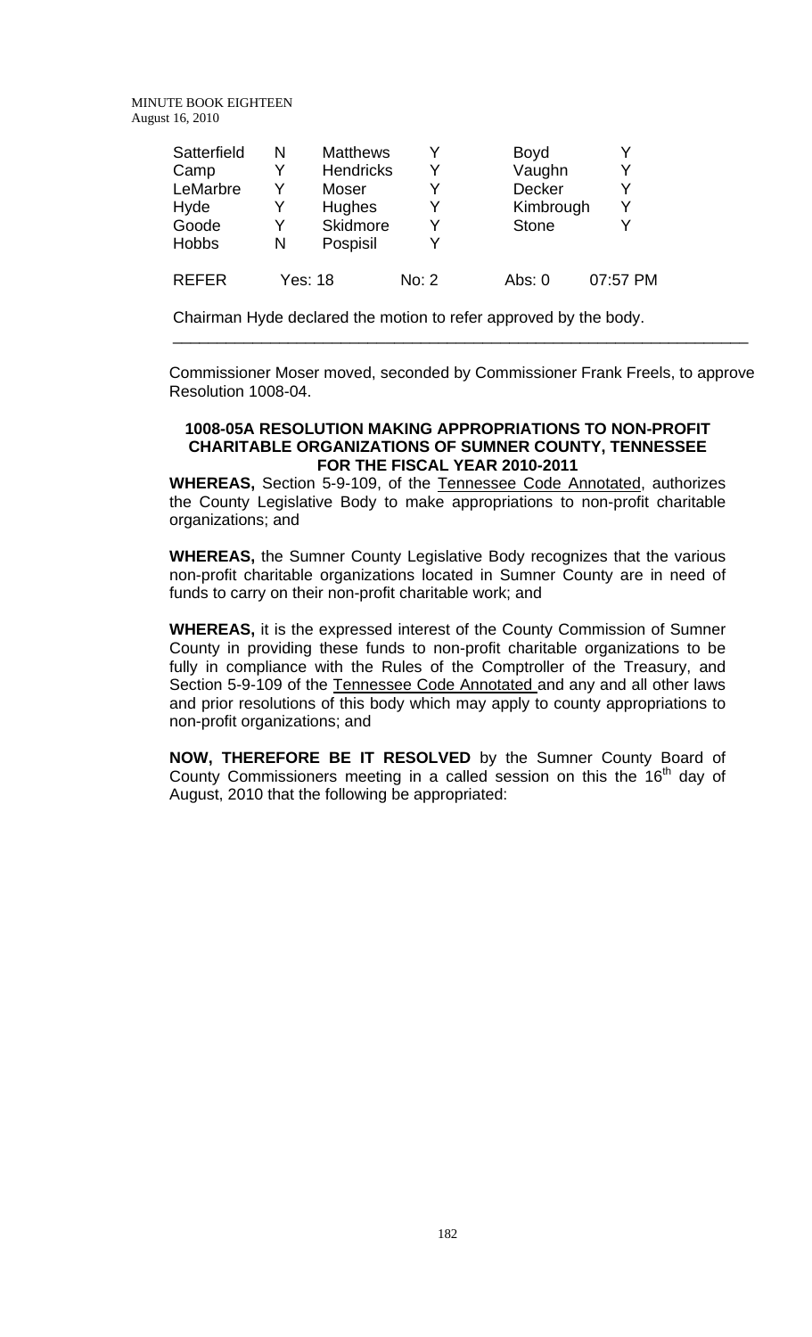| Satterfield | N | Matthews | Y | Boyd | Y |
|---|---|---|---|---|---|
| Camp | Y | Hendricks | Y | Vaughn | Y |
| LeMarbre | Y | Moser | Y | Decker | Y |
| Hyde | Y | Hughes | Y | Kimbrough | Y |
| Goode | Y | Skidmore | Y | Stone | Y |
| Hobbs | N | Pospisil | Y | | |

| REFER | Yes: 18 | No: 2 | Abs: 0 | 07:57 PM |
|---|---|---|---|---|

Chairman Hyde declared the motion to refer approved by the body.

---

Commissioner Moser moved, seconded by Commissioner Frank Freels, to approve Resolution 1008-04.

**1008-05A RESOLUTION MAKING APPROPRIATIONS TO NON-PROFIT CHARITABLE ORGANIZATIONS OF SUMNER COUNTY, TENNESSEE FOR THE FISCAL YEAR 2010-2011**

**WHEREAS,** Section 5-9-109, of the Tennessee Code Annotated, authorizes the County Legislative Body to make appropriations to non-profit charitable organizations; and

**WHEREAS,** the Sumner County Legislative Body recognizes that the various non-profit charitable organizations located in Sumner County are in need of funds to carry on their non-profit charitable work; and

**WHEREAS,** it is the expressed interest of the County Commission of Sumner County in providing these funds to non-profit charitable organizations to be fully in compliance with the Rules of the Comptroller of the Treasury, and Section 5-9-109 of the Tennessee Code Annotated and any and all other laws and prior resolutions of this body which may apply to county appropriations to non-profit organizations; and

**NOW, THEREFORE BE IT RESOLVED** by the Sumner County Board of County Commissioners meeting in a called session on this the 16th day of August, 2010 that the following be appropriated: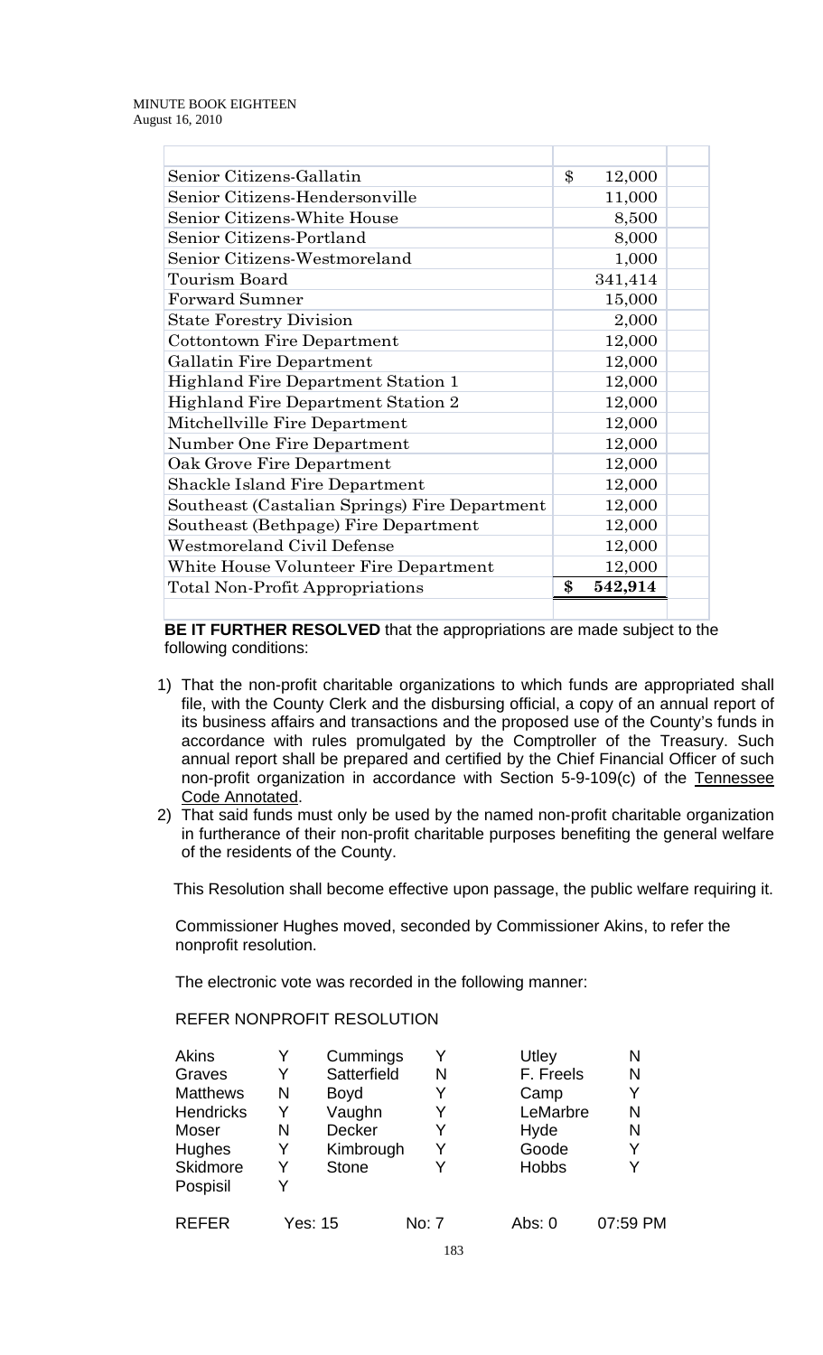| | |
|---|---|
| Senior Citizens-Gallatin | $ 12,000 |
| Senior Citizens-Hendersonville | 11,000 |
| Senior Citizens-White House | 8,500 |
| Senior Citizens-Portland | 8,000 |
| Senior Citizens-Westmoreland | 1,000 |
| Tourism Board | 341,414 |
| Forward Sumner | 15,000 |
| State Forestry Division | 2,000 |
| Cottontown Fire Department | 12,000 |
| Gallatin Fire Department | 12,000 |
| Highland Fire Department Station 1 | 12,000 |
| Highland Fire Department Station 2 | 12,000 |
| Mitchellville Fire Department | 12,000 |
| Number One Fire Department | 12,000 |
| Oak Grove Fire Department | 12,000 |
| Shackle Island Fire Department | 12,000 |
| Southeast (Castalian Springs) Fire Department | 12,000 |
| Southeast (Bethpage) Fire Department | 12,000 |
| Westmoreland Civil Defense | 12,000 |
| White House Volunteer Fire Department | 12,000 |
| Total Non-Profit Appropriations | $ 542,914 |

**BE IT FURTHER RESOLVED** that the appropriations are made subject to the following conditions:

1) That the non-profit charitable organizations to which funds are appropriated shall file, with the County Clerk and the disbursing official, a copy of an annual report of its business affairs and transactions and the proposed use of the County's funds in accordance with rules promulgated by the Comptroller of the Treasury. Such annual report shall be prepared and certified by the Chief Financial Officer of such non-profit organization in accordance with Section 5-9-109(c) of the Tennessee Code Annotated.
2) That said funds must only be used by the named non-profit charitable organization in furtherance of their non-profit charitable purposes benefiting the general welfare of the residents of the County.

This Resolution shall become effective upon passage, the public welfare requiring it.

Commissioner Hughes moved, seconded by Commissioner Akins, to refer the nonprofit resolution.

The electronic vote was recorded in the following manner:

REFER NONPROFIT RESOLUTION

| | | | | | |
|---|---|---|---|---|---|
| Akins | Y | Cummings | Y | Utley | N |
| Graves | Y | Satterfield | N | F. Freels | N |
| Matthews | N | Boyd | Y | Camp | Y |
| Hendricks | Y | Vaughn | Y | LeMarbre | N |
| Moser | N | Decker | Y | Hyde | N |
| Hughes | Y | Kimbrough | Y | Goode | Y |
| Skidmore | Y | Stone | Y | Hobbs | Y |
| Pospisil | Y | | | | |

REFER Yes: 15 No: 7 Abs: 0 07:59 PM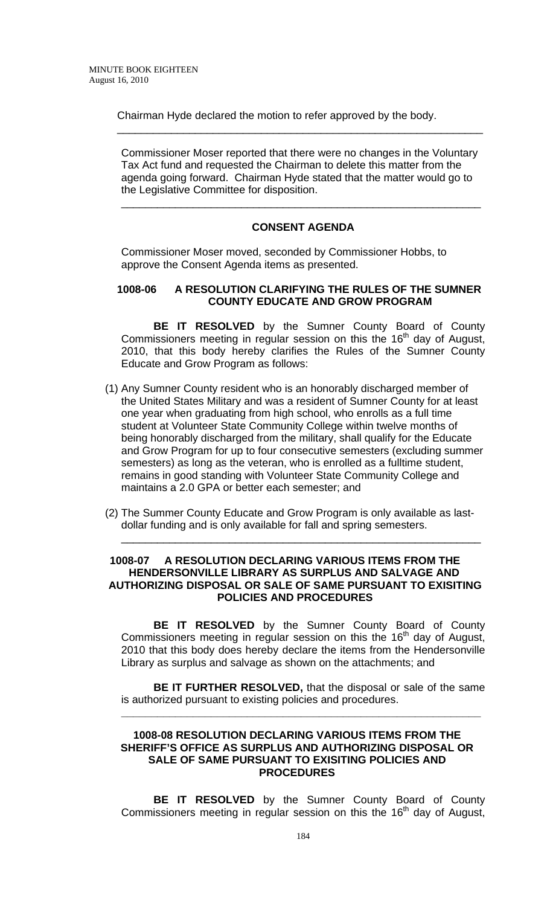Chairman Hyde declared the motion to refer approved by the body.

---

Commissioner Moser reported that there were no changes in the Voluntary Tax Act fund and requested the Chairman to delete this matter from the agenda going forward. Chairman Hyde stated that the matter would go to the Legislative Committee for disposition.

---

## CONSENT AGENDA

Commissioner Moser moved, seconded by Commissioner Hobbs, to approve the Consent Agenda items as presented.

### 1008-06 A RESOLUTION CLARIFYING THE RULES OF THE SUMNER COUNTY EDUCATE AND GROW PROGRAM

**BE IT RESOLVED** by the Sumner County Board of County Commissioners meeting in regular session on this the 16th day of August, 2010, that this body hereby clarifies the Rules of the Sumner County Educate and Grow Program as follows:

(1) Any Sumner County resident who is an honorably discharged member of the United States Military and was a resident of Sumner County for at least one year when graduating from high school, who enrolls as a full time student at Volunteer State Community College within twelve months of being honorably discharged from the military, shall qualify for the Educate and Grow Program for up to four consecutive semesters (excluding summer semesters) as long as the veteran, who is enrolled as a fulltime student, remains in good standing with Volunteer State Community College and maintains a 2.0 GPA or better each semester; and

(2) The Summer County Educate and Grow Program is only available as last-dollar funding and is only available for fall and spring semesters.

---

### 1008-07 A RESOLUTION DECLARING VARIOUS ITEMS FROM THE HENDERSONVILLE LIBRARY AS SURPLUS AND SALVAGE AND AUTHORIZING DISPOSAL OR SALE OF SAME PURSUANT TO EXISITING POLICIES AND PROCEDURES

**BE IT RESOLVED** by the Sumner County Board of County Commissioners meeting in regular session on this the 16th day of August, 2010 that this body does hereby declare the items from the Hendersonville Library as surplus and salvage as shown on the attachments; and

**BE IT FURTHER RESOLVED,** that the disposal or sale of the same is authorized pursuant to existing policies and procedures.

---

### 1008-08 RESOLUTION DECLARING VARIOUS ITEMS FROM THE SHERIFF'S OFFICE AS SURPLUS AND AUTHORIZING DISPOSAL OR SALE OF SAME PURSUANT TO EXISITING POLICIES AND PROCEDURES

**BE IT RESOLVED** by the Sumner County Board of County Commissioners meeting in regular session on this the 16th day of August,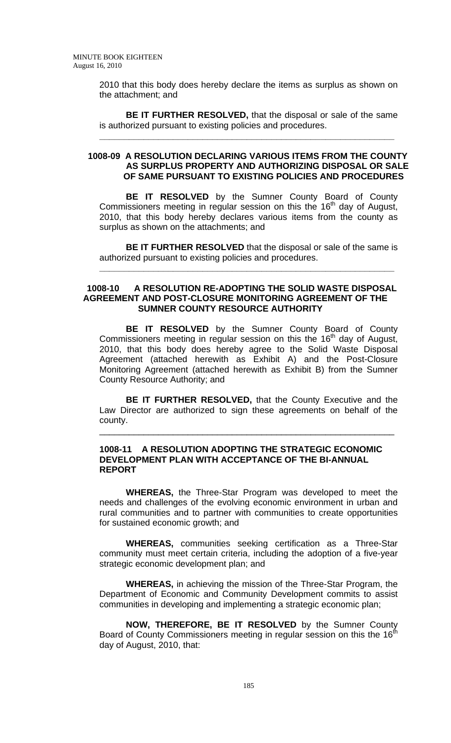2010 that this body does hereby declare the items as surplus as shown on the attachment; and

**BE IT FURTHER RESOLVED,** that the disposal or sale of the same is authorized pursuant to existing policies and procedures.

---

**1008-09 A RESOLUTION DECLARING VARIOUS ITEMS FROM THE COUNTY AS SURPLUS PROPERTY AND AUTHORIZING DISPOSAL OR SALE OF SAME PURSUANT TO EXISTING POLICIES AND PROCEDURES**

**BE IT RESOLVED** by the Sumner County Board of County Commissioners meeting in regular session on this the 16th day of August, 2010, that this body hereby declares various items from the county as surplus as shown on the attachments; and

**BE IT FURTHER RESOLVED** that the disposal or sale of the same is authorized pursuant to existing policies and procedures.

---

**1008-10 A RESOLUTION RE-ADOPTING THE SOLID WASTE DISPOSAL AGREEMENT AND POST-CLOSURE MONITORING AGREEMENT OF THE SUMNER COUNTY RESOURCE AUTHORITY**

**BE IT RESOLVED** by the Sumner County Board of County Commissioners meeting in regular session on this the 16th day of August, 2010, that this body does hereby agree to the Solid Waste Disposal Agreement (attached herewith as Exhibit A) and the Post-Closure Monitoring Agreement (attached herewith as Exhibit B) from the Sumner County Resource Authority; and

**BE IT FURTHER RESOLVED,** that the County Executive and the Law Director are authorized to sign these agreements on behalf of the county.

---

**1008-11 A RESOLUTION ADOPTING THE STRATEGIC ECONOMIC DEVELOPMENT PLAN WITH ACCEPTANCE OF THE BI-ANNUAL REPORT**

**WHEREAS,** the Three-Star Program was developed to meet the needs and challenges of the evolving economic environment in urban and rural communities and to partner with communities to create opportunities for sustained economic growth; and

**WHEREAS,** communities seeking certification as a Three-Star community must meet certain criteria, including the adoption of a five-year strategic economic development plan; and

**WHEREAS,** in achieving the mission of the Three-Star Program, the Department of Economic and Community Development commits to assist communities in developing and implementing a strategic economic plan;

**NOW, THEREFORE, BE IT RESOLVED** by the Sumner County Board of County Commissioners meeting in regular session on this the 16th day of August, 2010, that: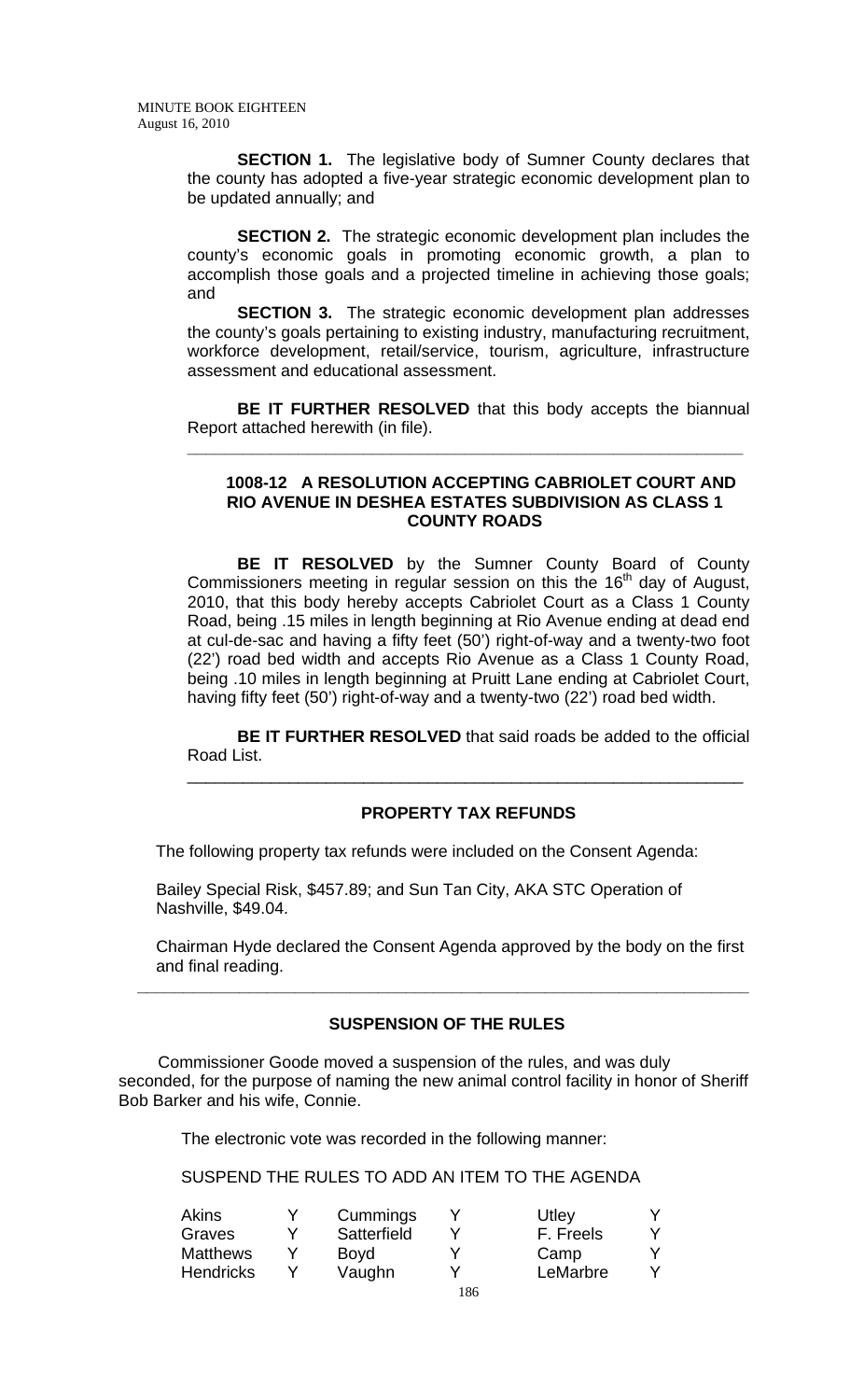**SECTION 1.** The legislative body of Sumner County declares that the county has adopted a five-year strategic economic development plan to be updated annually; and

**SECTION 2.** The strategic economic development plan includes the county's economic goals in promoting economic growth, a plan to accomplish those goals and a projected timeline in achieving those goals; and

**SECTION 3.** The strategic economic development plan addresses the county's goals pertaining to existing industry, manufacturing recruitment, workforce development, retail/service, tourism, agriculture, infrastructure assessment and educational assessment.

**BE IT FURTHER RESOLVED** that this body accepts the biannual Report attached herewith (in file).

---

### 1008-12 A RESOLUTION ACCEPTING CABRIOLET COURT AND RIO AVENUE IN DESHEA ESTATES SUBDIVISION AS CLASS 1 COUNTY ROADS

**BE IT RESOLVED** by the Sumner County Board of County Commissioners meeting in regular session on this the 16th day of August, 2010, that this body hereby accepts Cabriolet Court as a Class 1 County Road, being .15 miles in length beginning at Rio Avenue ending at dead end at cul-de-sac and having a fifty feet (50') right-of-way and a twenty-two foot (22') road bed width and accepts Rio Avenue as a Class 1 County Road, being .10 miles in length beginning at Pruitt Lane ending at Cabriolet Court, having fifty feet (50') right-of-way and a twenty-two (22') road bed width.

**BE IT FURTHER RESOLVED** that said roads be added to the official Road List.

---

### PROPERTY TAX REFUNDS

The following property tax refunds were included on the Consent Agenda:

Bailey Special Risk, $457.89; and Sun Tan City, AKA STC Operation of Nashville, $49.04.

Chairman Hyde declared the Consent Agenda approved by the body on the first and final reading.

---

### SUSPENSION OF THE RULES

Commissioner Goode moved a suspension of the rules, and was duly seconded, for the purpose of naming the new animal control facility in honor of Sheriff Bob Barker and his wife, Connie.

The electronic vote was recorded in the following manner:

SUSPEND THE RULES TO ADD AN ITEM TO THE AGENDA

| | | | | | |
|---|---|---|---|---|---|
| Akins | Y | Cummings | Y | Utley | Y |
| Graves | Y | Satterfield | Y | F. Freels | Y |
| Matthews | Y | Boyd | Y | Camp | Y |
| Hendricks | Y | Vaughn | Y | LeMarbre | Y |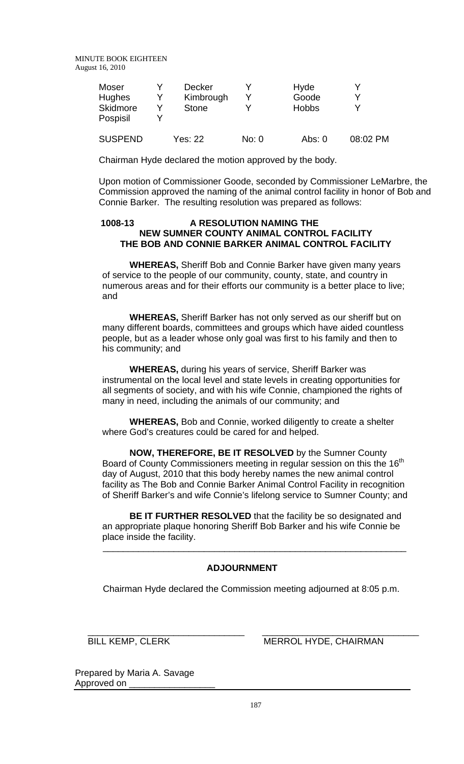| | | | | | |
|---|---|---|---|---|---|
| Moser | Y | Decker | Y | Hyde | Y |
| Hughes | Y | Kimbrough | Y | Goode | Y |
| Skidmore | Y | Stone | Y | Hobbs | Y |
| Pospisil | Y | | | | |

| | | | | |
|---|---|---|---|---|
| SUSPEND | Yes: 22 | No: 0 | Abs: 0 | 08:02 PM |

Chairman Hyde declared the motion approved by the body.

Upon motion of Commissioner Goode, seconded by Commissioner LeMarbre, the Commission approved the naming of the animal control facility in honor of Bob and Connie Barker. The resulting resolution was prepared as follows:

**1008-13 A RESOLUTION NAMING THE NEW SUMNER COUNTY ANIMAL CONTROL FACILITY THE BOB AND CONNIE BARKER ANIMAL CONTROL FACILITY**

**WHEREAS,** Sheriff Bob and Connie Barker have given many years of service to the people of our community, county, state, and country in numerous areas and for their efforts our community is a better place to live; and

**WHEREAS,** Sheriff Barker has not only served as our sheriff but on many different boards, committees and groups which have aided countless people, but as a leader whose only goal was first to his family and then to his community; and

**WHEREAS,** during his years of service, Sheriff Barker was instrumental on the local level and state levels in creating opportunities for all segments of society, and with his wife Connie, championed the rights of many in need, including the animals of our community; and

**WHEREAS,** Bob and Connie, worked diligently to create a shelter where God's creatures could be cared for and helped.

**NOW, THEREFORE, BE IT RESOLVED** by the Sumner County Board of County Commissioners meeting in regular session on this the 16th day of August, 2010 that this body hereby names the new animal control facility as The Bob and Connie Barker Animal Control Facility in recognition of Sheriff Barker's and wife Connie's lifelong service to Sumner County; and

**BE IT FURTHER RESOLVED** that the facility be so designated and an appropriate plaque honoring Sheriff Bob Barker and his wife Connie be place inside the facility.

---

## ADJOURNMENT

Chairman Hyde declared the Commission meeting adjourned at 8:05 p.m.

\_\_\_\_\_\_\_\_\_\_\_\_\_\_\_\_\_\_\_\_\_\_\_\_\_\_\_\_\_\_ \_\_\_\_\_\_\_\_\_\_\_\_\_\_\_\_\_\_\_\_\_\_\_\_\_\_\_\_\_\_

BILL KEMP, CLERK MERROL HYDE, CHAIRMAN

Prepared by Maria A. Savage

Approved on \_\_\_\_\_\_\_\_\_\_\_\_\_\_\_\_